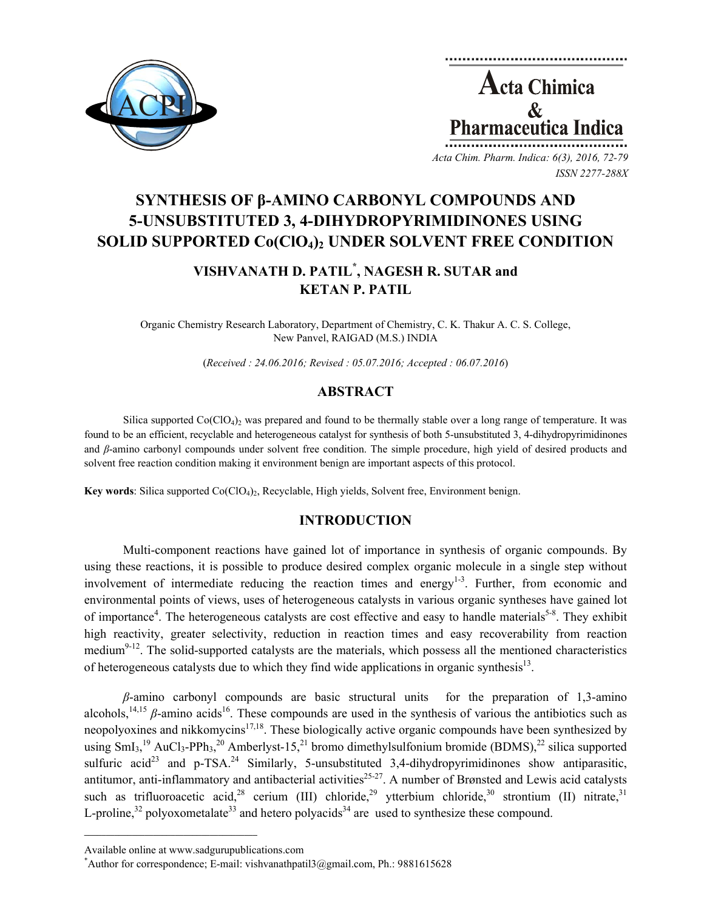# SYNTHESIS OF β-AMINO CARBONYL COMPOUNDS AND 5-UNSUBSTITUTED 3, 4-DIHYDROPYRIMIDINONES USING SOLID SUPPORTED $Co(ClO_4)_2$ UNDER SOLVENT FREE CONDITION

**VISHVANATH D. PATIL*, NAGESH R. SUTAR and KETAN P. PATIL**

Organic Chemistry Research Laboratory, Department of Chemistry, C. K. Thakur A. C. S. College, New Panvel, RAIGAD (M.S.) INDIA

(*Received : 24.06.2016; Revised : 05.07.2016; Accepted : 06.07.2016*)

## ABSTRACT

Silica supported $Co(ClO_4)_2$ was prepared and found to be thermally stable over a long range of temperature. It was found to be an efficient, recyclable and heterogeneous catalyst for synthesis of both 5-unsubstituted 3, 4-dihydropyrimidinones and *β*-amino carbonyl compounds under solvent free condition. The simple procedure, high yield of desired products and solvent free reaction condition making it environment benign are important aspects of this protocol.

**Key words**: Silica supported $Co(ClO_4)_2$, Recyclable, High yields, Solvent free, Environment benign.

## INTRODUCTION

Multi-component reactions have gained lot of importance in synthesis of organic compounds. By using these reactions, it is possible to produce desired complex organic molecule in a single step without involvement of intermediate reducing the reaction times and energy[1-3]. Further, from economic and environmental points of views, uses of heterogeneous catalysts in various organic syntheses have gained lot of importance[4]. The heterogeneous catalysts are cost effective and easy to handle materials[5-8]. They exhibit high reactivity, greater selectivity, reduction in reaction times and easy recoverability from reaction medium[9-12]. The solid-supported catalysts are the materials, which possess all the mentioned characteristics of heterogeneous catalysts due to which they find wide applications in organic synthesis[13].

*β*-amino carbonyl compounds are basic structural units for the preparation of 1,3-amino alcohols,[14,15] *β*-amino acids[16]. These compounds are used in the synthesis of various the antibiotics such as neopolyoxines and nikkomycins[17,18]. These biologically active organic compounds have been synthesized by using $SmI_3$,[19] $AuCl_3$-$PPh_3$,[20] Amberlyst-15,[21] bromo dimethylsulfonium bromide (BDMS),[22] silica supported sulfuric acid[23] and p-TSA.[24] Similarly, 5-unsubstituted 3,4-dihydropyrimidinones show antiparasitic, antitumor, anti-inflammatory and antibacterial activities[25-27]. A number of Brønsted and Lewis acid catalysts such as trifluoroacetic acid,[28] cerium (III) chloride,[29] ytterbium chloride,[30] strontium (II) nitrate,[31] L-proline,[32] polyoxometalate[33] and hetero polyacids[34] are used to synthesize these compound.

---

Available online at www.sadgurupublications.com

*Author for correspondence; E-mail: vishvanathpatil3@gmail.com, Ph.: 9881615628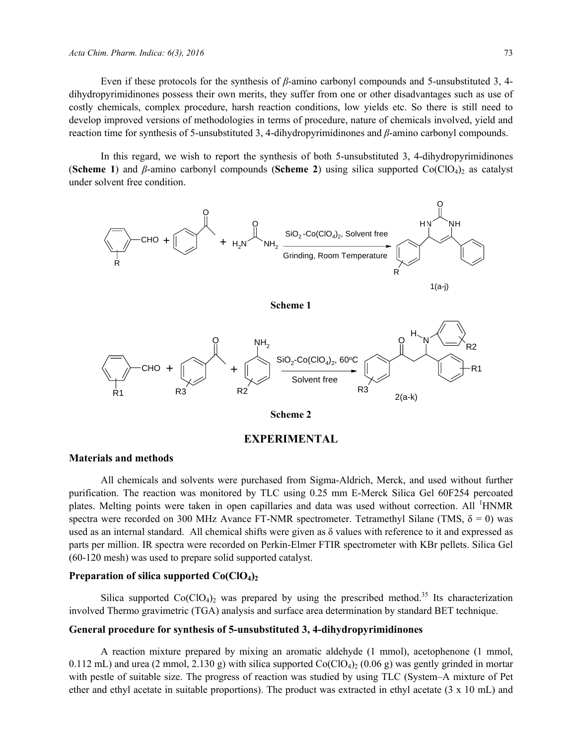Even if these protocols for the synthesis of *β*-amino carbonyl compounds and 5-unsubstituted 3, 4-dihydropyrimidinones possess their own merits, they suffer from one or other disadvantages such as use of costly chemicals, complex procedure, harsh reaction conditions, low yields etc. So there is still need to develop improved versions of methodologies in terms of procedure, nature of chemicals involved, yield and reaction time for synthesis of 5-unsubstituted 3, 4-dihydropyrimidinones and *β*-amino carbonyl compounds.

In this regard, we wish to report the synthesis of both 5-unsubstituted 3, 4-dihydropyrimidinones (**Scheme 1**) and *β*-amino carbonyl compounds (**Scheme 2**) using silica supported $Co(ClO_4)_2$ as catalyst under solvent free condition.

**Scheme 1**

**Scheme 2**

## EXPERIMENTAL

### Materials and methods

All chemicals and solvents were purchased from Sigma-Aldrich, Merck, and used without further purification. The reaction was monitored by TLC using 0.25 mm E-Merck Silica Gel 60F254 percoated plates. Melting points were taken in open capillaries and data was used without correction. All $^1$HNMR spectra were recorded on 300 MHz Avance FT-NMR spectrometer. Tetramethyl Silane (TMS, δ = 0) was used as an internal standard. All chemical shifts were given as δ values with reference to it and expressed as parts per million. IR spectra were recorded on Perkin-Elmer FTIR spectrometer with KBr pellets. Silica Gel (60-120 mesh) was used to prepare solid supported catalyst.

### Preparation of silica supported $Co(ClO_4)_2$

Silica supported $Co(ClO_4)_2$ was prepared by using the prescribed method.[35] Its characterization involved Thermo gravimetric (TGA) analysis and surface area determination by standard BET technique.

### General procedure for synthesis of 5-unsubstituted 3, 4-dihydropyrimidinones

A reaction mixture prepared by mixing an aromatic aldehyde (1 mmol), acetophenone (1 mmol, 0.112 mL) and urea (2 mmol, 2.130 g) with silica supported $Co(ClO_4)_2$ (0.06 g) was gently grinded in mortar with pestle of suitable size. The progress of reaction was studied by using TLC (System–A mixture of Pet ether and ethyl acetate in suitable proportions). The product was extracted in ethyl acetate (3 x 10 mL) and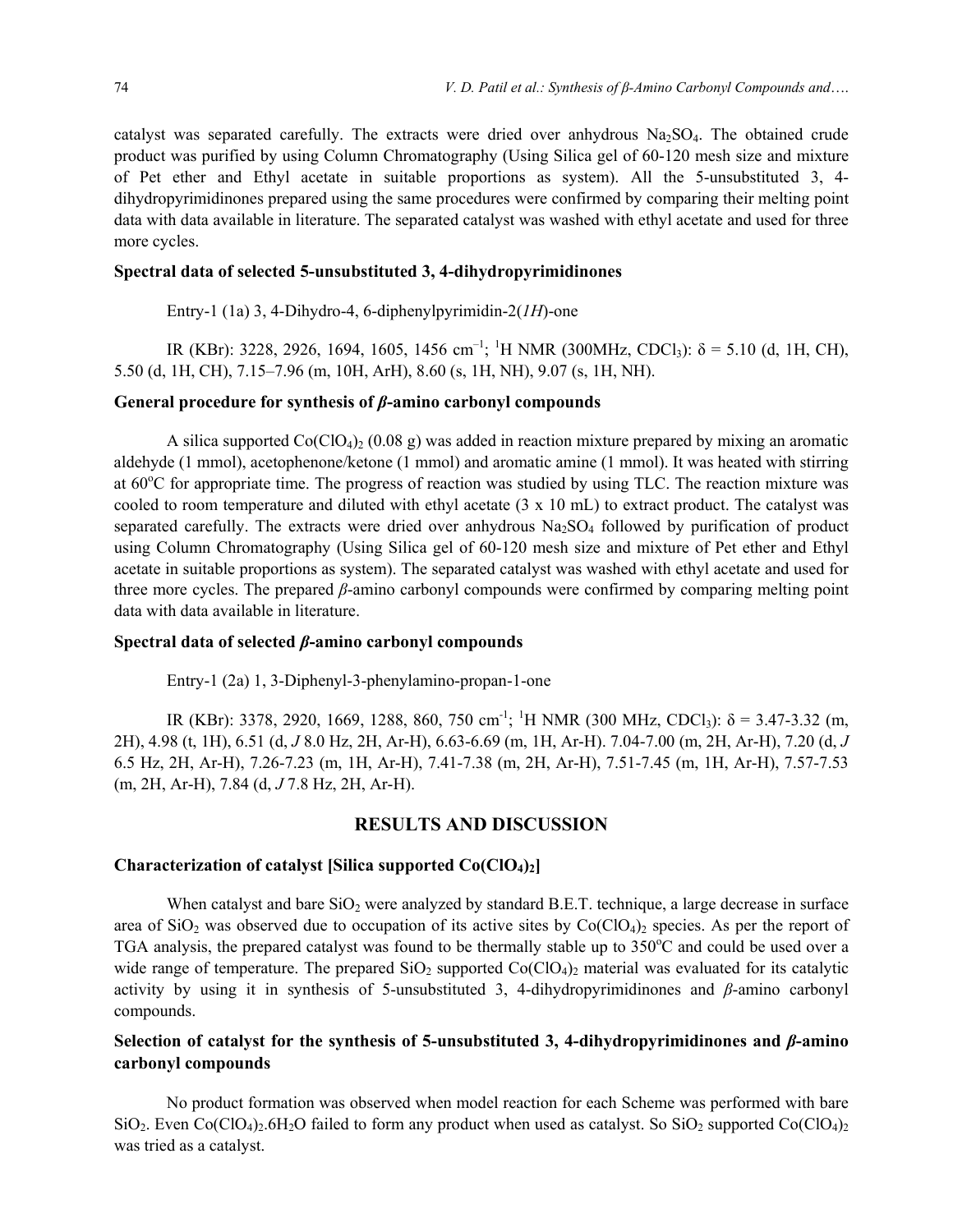catalyst was separated carefully. The extracts were dried over anhydrous $Na_2SO_4$. The obtained crude product was purified by using Column Chromatography (Using Silica gel of 60-120 mesh size and mixture of Pet ether and Ethyl acetate in suitable proportions as system). All the 5-unsubstituted 3, 4-dihydropyrimidinones prepared using the same procedures were confirmed by comparing their melting point data with data available in literature. The separated catalyst was washed with ethyl acetate and used for three more cycles.

### Spectral data of selected 5-unsubstituted 3, 4-dihydropyrimidinones

Entry-1 (1a) 3, 4-Dihydro-4, 6-diphenylpyrimidin-2(*1H*)-one

IR (KBr): 3228, 2926, 1694, 1605, 1456 $cm^{-1}$; $^1H$ NMR (300MHz, $CDCl_3$): δ = 5.10 (d, 1H, CH), 5.50 (d, 1H, CH), 7.15–7.96 (m, 10H, ArH), 8.60 (s, 1H, NH), 9.07 (s, 1H, NH).

### General procedure for synthesis of *β*-amino carbonyl compounds

A silica supported $Co(ClO_4)_2$ (0.08 g) was added in reaction mixture prepared by mixing an aromatic aldehyde (1 mmol), acetophenone/ketone (1 mmol) and aromatic amine (1 mmol). It was heated with stirring at 60°C for appropriate time. The progress of reaction was studied by using TLC. The reaction mixture was cooled to room temperature and diluted with ethyl acetate (3 x 10 mL) to extract product. The catalyst was separated carefully. The extracts were dried over anhydrous $Na_2SO_4$ followed by purification of product using Column Chromatography (Using Silica gel of 60-120 mesh size and mixture of Pet ether and Ethyl acetate in suitable proportions as system). The separated catalyst was washed with ethyl acetate and used for three more cycles. The prepared *β*-amino carbonyl compounds were confirmed by comparing melting point data with data available in literature.

### Spectral data of selected *β*-amino carbonyl compounds

Entry-1 (2a) 1, 3-Diphenyl-3-phenylamino-propan-1-one

IR (KBr): 3378, 2920, 1669, 1288, 860, 750 $cm^{-1}$; $^1H$ NMR (300 MHz, $CDCl_3$): δ = 3.47-3.32 (m, 2H), 4.98 (t, 1H), 6.51 (d, *J* 8.0 Hz, 2H, Ar-H), 6.63-6.69 (m, 1H, Ar-H). 7.04-7.00 (m, 2H, Ar-H), 7.20 (d, *J* 6.5 Hz, 2H, Ar-H), 7.26-7.23 (m, 1H, Ar-H), 7.41-7.38 (m, 2H, Ar-H), 7.51-7.45 (m, 1H, Ar-H), 7.57-7.53 (m, 2H, Ar-H), 7.84 (d, *J* 7.8 Hz, 2H, Ar-H).

## RESULTS AND DISCUSSION

### Characterization of catalyst [Silica supported $Co(ClO_4)_2$]

When catalyst and bare $SiO_2$ were analyzed by standard B.E.T. technique, a large decrease in surface area of $SiO_2$ was observed due to occupation of its active sites by $Co(ClO_4)_2$ species. As per the report of TGA analysis, the prepared catalyst was found to be thermally stable up to 350°C and could be used over a wide range of temperature. The prepared $SiO_2$ supported $Co(ClO_4)_2$ material was evaluated for its catalytic activity by using it in synthesis of 5-unsubstituted 3, 4-dihydropyrimidinones and *β*-amino carbonyl compounds.

### Selection of catalyst for the synthesis of 5-unsubstituted 3, 4-dihydropyrimidinones and *β*-amino carbonyl compounds

No product formation was observed when model reaction for each Scheme was performed with bare $SiO_2$. Even $Co(ClO_4)_2.6H_2O$ failed to form any product when used as catalyst. So $SiO_2$ supported $Co(ClO_4)_2$ was tried as a catalyst.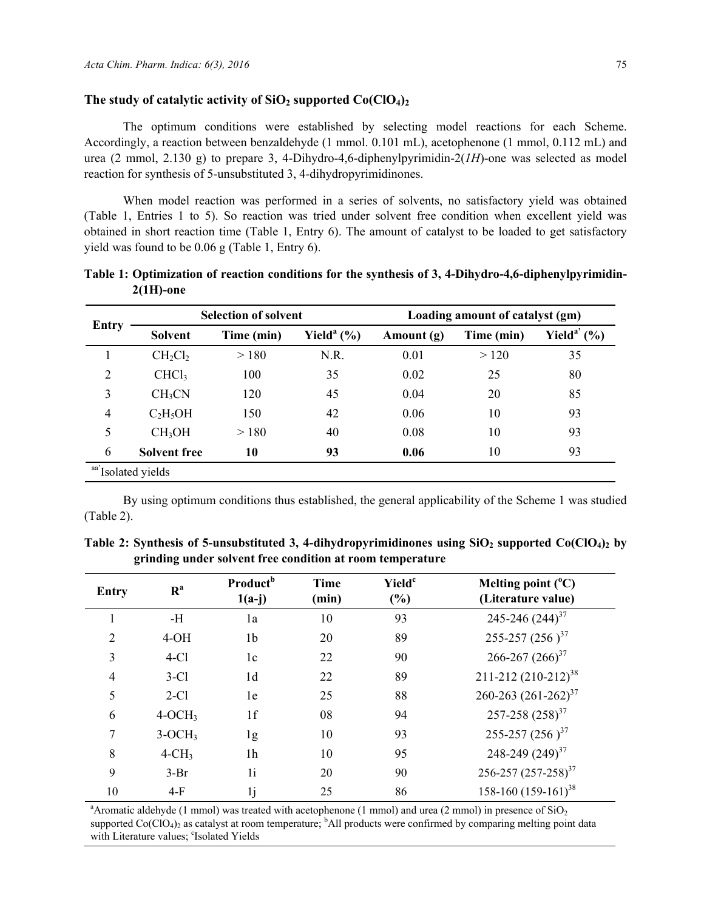### The study of catalytic activity of $SiO_2$ supported $Co(ClO_4)_2$

The optimum conditions were established by selecting model reactions for each Scheme. Accordingly, a reaction between benzaldehyde (1 mmol. 0.101 mL), acetophenone (1 mmol, 0.112 mL) and urea (2 mmol, 2.130 g) to prepare 3, 4-Dihydro-4,6-diphenylpyrimidin-2(*1H*)-one was selected as model reaction for synthesis of 5-unsubstituted 3, 4-dihydropyrimidinones.

When model reaction was performed in a series of solvents, no satisfactory yield was obtained (Table 1, Entries 1 to 5). So reaction was tried under solvent free condition when excellent yield was obtained in short reaction time (Table 1, Entry 6). The amount of catalyst to be loaded to get satisfactory yield was found to be 0.06 g (Table 1, Entry 6).

**Table 1: Optimization of reaction conditions for the synthesis of 3, 4-Dihydro-4,6-diphenylpyrimidin-2(1H)-one**

| Entry | Selection of solvent | | | Loading amount of catalyst (gm) | | |
|---|---|---|---|---|---|---|
| | Solvent | Time (min) | Yield[a] (%) | Amount (g) | Time (min) | Yield[a`] (%) |
| 1 | $CH_2Cl_2$ | > 180 | N.R. | 0.01 | > 120 | 35 |
| 2 | $CHCl_3$ | 100 | 35 | 0.02 | 25 | 80 |
| 3 | $CH_3CN$ | 120 | 45 | 0.04 | 20 | 85 |
| 4 | $C_2H_5OH$ | 150 | 42 | 0.06 | 10 | 93 |
| 5 | $CH_3OH$ | > 180 | 40 | 0.08 | 10 | 93 |
| 6 | **Solvent free** | **10** | **93** | **0.06** | 10 | 93 |

[aa`]Isolated yields

By using optimum conditions thus established, the general applicability of the Scheme 1 was studied (Table 2).

**Table 2: Synthesis of 5-unsubstituted 3, 4-dihydropyrimidinones using $SiO_2$ supported $Co(ClO_4)_2$ by grinding under solvent free condition at room temperature**

| Entry | R[a] | Product[b] 1(a-j) | Time (min) | Yield[c] (%) | Melting point (°C) (Literature value) |
|---|---|---|---|---|---|
| 1 | -H | 1a | 10 | 93 | 245-246 (244)[37] |
| 2 | 4-OH | 1b | 20 | 89 | 255-257 (256 )[37] |
| 3 | 4-Cl | 1c | 22 | 90 | 266-267 (266)[37] |
| 4 | 3-Cl | 1d | 22 | 89 | 211-212 (210-212)[38] |
| 5 | 2-Cl | 1e | 25 | 88 | 260-263 (261-262)[37] |
| 6 | 4-$OCH_3$ | 1f | 08 | 94 | 257-258 (258)[37] |
| 7 | 3-$OCH_3$ | 1g | 10 | 93 | 255-257 (256 )[37] |
| 8 | 4-$CH_3$ | 1h | 10 | 95 | 248-249 (249)[37] |
| 9 | 3-Br | 1i | 20 | 90 | 256-257 (257-258)[37] |
| 10 | 4-F | 1j | 25 | 86 | 158-160 (159-161)[38] |

[a]Aromatic aldehyde (1 mmol) was treated with acetophenone (1 mmol) and urea (2 mmol) in presence of $SiO_2$ supported $Co(ClO_4)_2$ as catalyst at room temperature; [b]All products were confirmed by comparing melting point data with Literature values; [c]Isolated Yields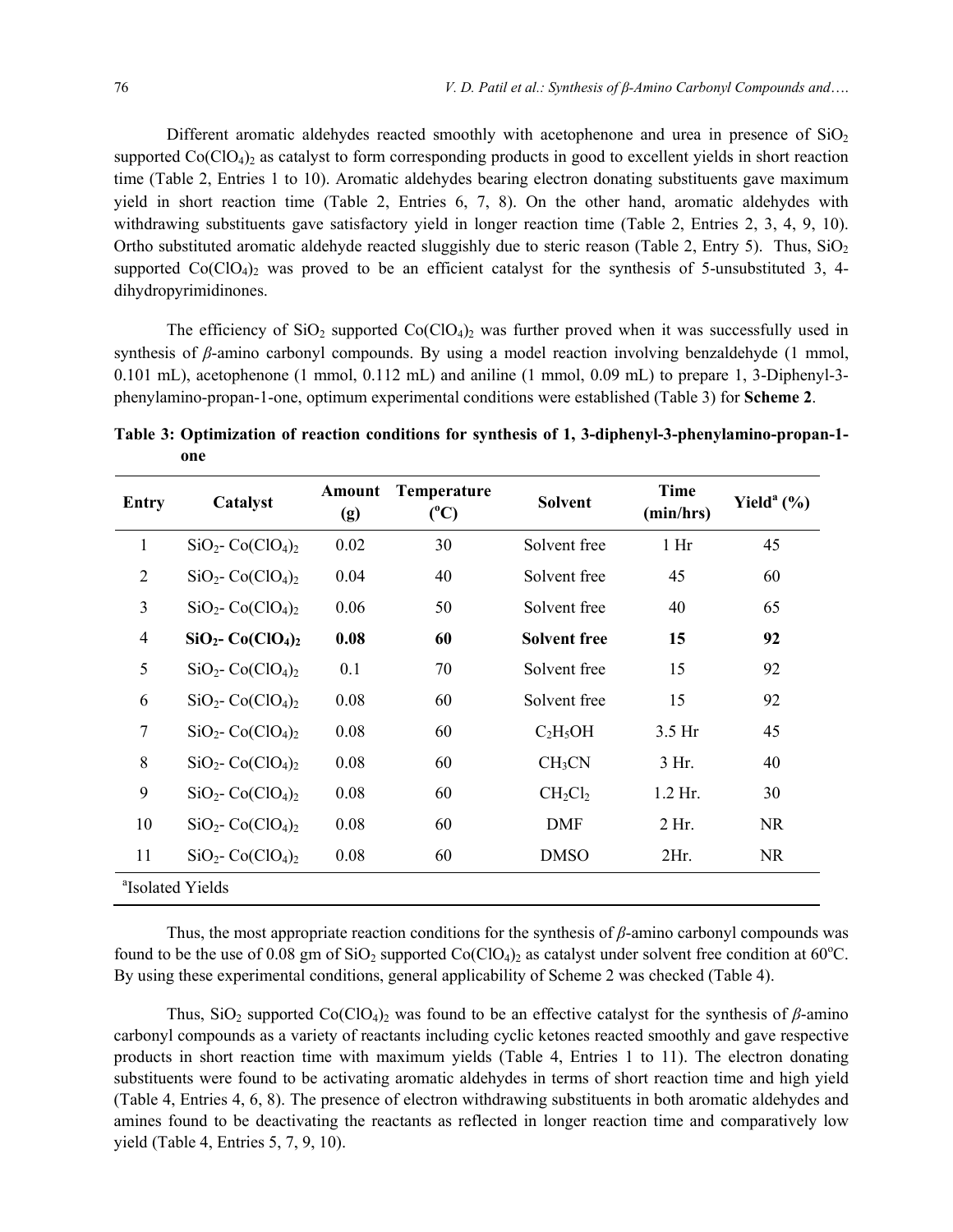Different aromatic aldehydes reacted smoothly with acetophenone and urea in presence of $SiO_2$ supported $Co(ClO_4)_2$ as catalyst to form corresponding products in good to excellent yields in short reaction time (Table 2, Entries 1 to 10). Aromatic aldehydes bearing electron donating substituents gave maximum yield in short reaction time (Table 2, Entries 6, 7, 8). On the other hand, aromatic aldehydes with withdrawing substituents gave satisfactory yield in longer reaction time (Table 2, Entries 2, 3, 4, 9, 10). Ortho substituted aromatic aldehyde reacted sluggishly due to steric reason (Table 2, Entry 5). Thus, $SiO_2$ supported $Co(ClO_4)_2$ was proved to be an efficient catalyst for the synthesis of 5-unsubstituted 3, 4-dihydropyrimidinones.

The efficiency of $SiO_2$ supported $Co(ClO_4)_2$ was further proved when it was successfully used in synthesis of *β*-amino carbonyl compounds. By using a model reaction involving benzaldehyde (1 mmol, 0.101 mL), acetophenone (1 mmol, 0.112 mL) and aniline (1 mmol, 0.09 mL) to prepare 1, 3-Diphenyl-3-phenylamino-propan-1-one, optimum experimental conditions were established (Table 3) for **Scheme 2**.

**Table 3: Optimization of reaction conditions for synthesis of 1, 3-diphenyl-3-phenylamino-propan-1-one**

| Entry | Catalyst | Amount (g) | Temperature (°C) | Solvent | Time (min/hrs) | Yield[a] (%) |
|---|---|---|---|---|---|---|
| 1 | $SiO_2$- $Co(ClO_4)_2$ | 0.02 | 30 | Solvent free | 1 Hr | 45 |
| 2 | $SiO_2$- $Co(ClO_4)_2$ | 0.04 | 40 | Solvent free | 45 | 60 |
| 3 | $SiO_2$- $Co(ClO_4)_2$ | 0.06 | 50 | Solvent free | 40 | 65 |
| 4 | **$SiO_2$- $Co(ClO_4)_2$** | **0.08** | **60** | **Solvent free** | **15** | **92** |
| 5 | $SiO_2$- $Co(ClO_4)_2$ | 0.1 | 70 | Solvent free | 15 | 92 |
| 6 | $SiO_2$- $Co(ClO_4)_2$ | 0.08 | 60 | Solvent free | 15 | 92 |
| 7 | $SiO_2$- $Co(ClO_4)_2$ | 0.08 | 60 | $C_2H_5OH$ | 3.5 Hr | 45 |
| 8 | $SiO_2$- $Co(ClO_4)_2$ | 0.08 | 60 | $CH_3CN$ | 3 Hr. | 40 |
| 9 | $SiO_2$- $Co(ClO_4)_2$ | 0.08 | 60 | $CH_2Cl_2$ | 1.2 Hr. | 30 |
| 10 | $SiO_2$- $Co(ClO_4)_2$ | 0.08 | 60 | DMF | 2 Hr. | NR |
| 11 | $SiO_2$- $Co(ClO_4)_2$ | 0.08 | 60 | DMSO | 2Hr. | NR |

[a]Isolated Yields

Thus, the most appropriate reaction conditions for the synthesis of *β*-amino carbonyl compounds was found to be the use of 0.08 gm of $SiO_2$ supported $Co(ClO_4)_2$ as catalyst under solvent free condition at 60°C. By using these experimental conditions, general applicability of Scheme 2 was checked (Table 4).

Thus, $SiO_2$ supported $Co(ClO_4)_2$ was found to be an effective catalyst for the synthesis of *β*-amino carbonyl compounds as a variety of reactants including cyclic ketones reacted smoothly and gave respective products in short reaction time with maximum yields (Table 4, Entries 1 to 11). The electron donating substituents were found to be activating aromatic aldehydes in terms of short reaction time and high yield (Table 4, Entries 4, 6, 8). The presence of electron withdrawing substituents in both aromatic aldehydes and amines found to be deactivating the reactants as reflected in longer reaction time and comparatively low yield (Table 4, Entries 5, 7, 9, 10).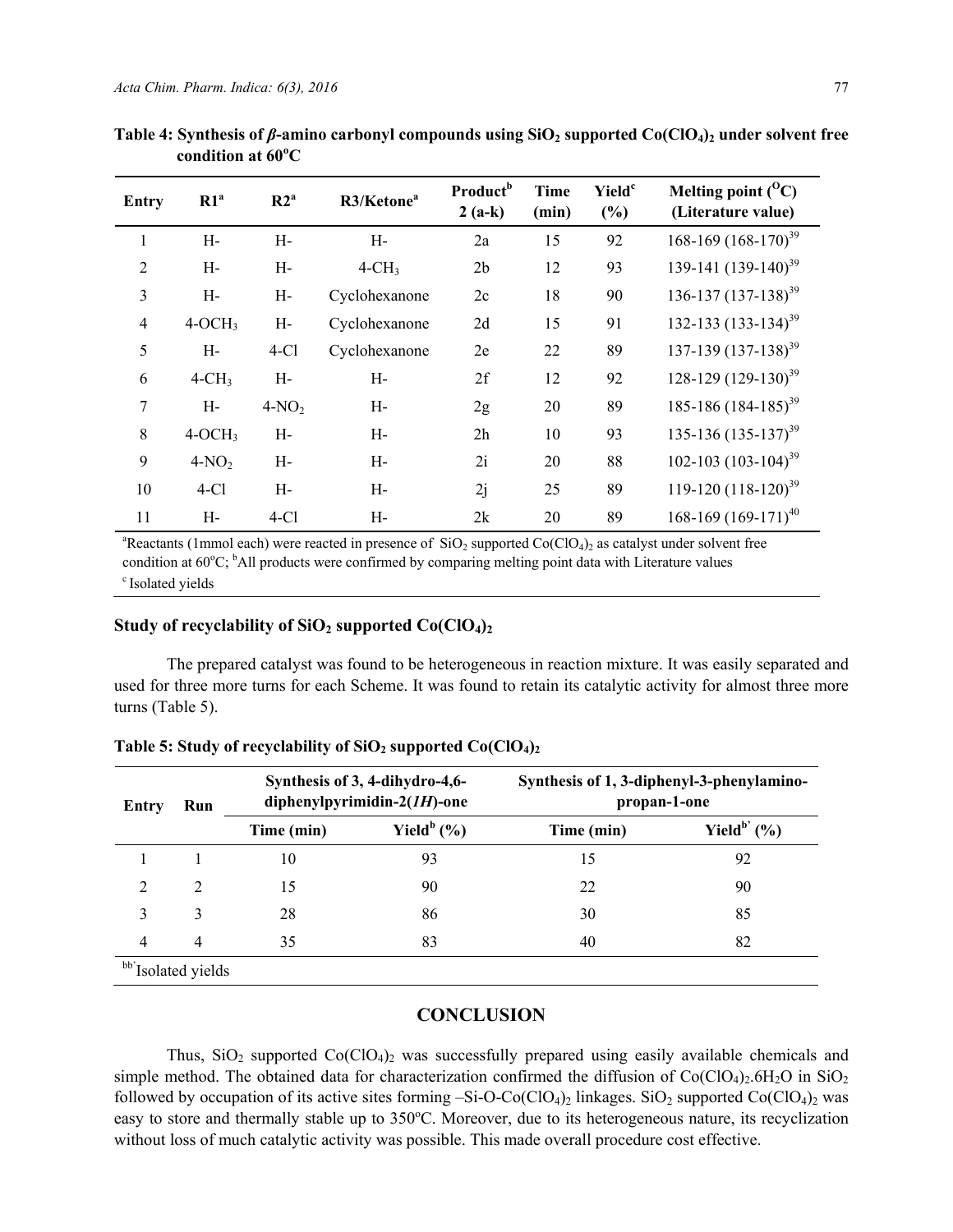**Table 4: Synthesis of *β*-amino carbonyl compounds using $SiO_2$ supported $Co(ClO_4)_2$ under solvent free condition at 60°C**

| Entry | R1[a] | R2[a] | R3/Ketone[a] | Product[b] 2 (a-k) | Time (min) | Yield[c] (%) | Melting point (°C) (Literature value) |
|---|---|---|---|---|---|---|---|
| 1 | H- | H- | H- | 2a | 15 | 92 | 168-169 (168-170)[39] |
| 2 | H- | H- | 4-$CH_3$ | 2b | 12 | 93 | 139-141 (139-140)[39] |
| 3 | H- | H- | Cyclohexanone | 2c | 18 | 90 | 136-137 (137-138)[39] |
| 4 | 4-$OCH_3$ | H- | Cyclohexanone | 2d | 15 | 91 | 132-133 (133-134)[39] |
| 5 | H- | 4-Cl | Cyclohexanone | 2e | 22 | 89 | 137-139 (137-138)[39] |
| 6 | 4-$CH_3$ | H- | H- | 2f | 12 | 92 | 128-129 (129-130)[39] |
| 7 | H- | 4-$NO_2$ | H- | 2g | 20 | 89 | 185-186 (184-185)[39] |
| 8 | 4-$OCH_3$ | H- | H- | 2h | 10 | 93 | 135-136 (135-137)[39] |
| 9 | 4-$NO_2$ | H- | H- | 2i | 20 | 88 | 102-103 (103-104)[39] |
| 10 | 4-Cl | H- | H- | 2j | 25 | 89 | 119-120 (118-120)[39] |
| 11 | H- | 4-Cl | H- | 2k | 20 | 89 | 168-169 (169-171)[40] |

[a]Reactants (1mmol each) were reacted in presence of $SiO_2$ supported $Co(ClO_4)_2$ as catalyst under solvent free condition at 60°C; [b]All products were confirmed by comparing melting point data with Literature values

[c] Isolated yields

## Study of recyclability of $SiO_2$ supported $Co(ClO_4)_2$

The prepared catalyst was found to be heterogeneous in reaction mixture. It was easily separated and used for three more turns for each Scheme. It was found to retain its catalytic activity for almost three more turns (Table 5).

**Table 5: Study of recyclability of $SiO_2$ supported $Co(ClO_4)_2$**

| Entry | Run | Synthesis of 3, 4-dihydro-4,6-diphenylpyrimidin-2(*1H*)-one | | Synthesis of 1, 3-diphenyl-3-phenylamino-propan-1-one | |
|---|---|---|---|---|---|
| | | Time (min) | Yield[b] (%) | Time (min) | Yield[b'] (%) |
| 1 | 1 | 10 | 93 | 15 | 92 |
| 2 | 2 | 15 | 90 | 22 | 90 |
| 3 | 3 | 28 | 86 | 30 | 85 |
| 4 | 4 | 35 | 83 | 40 | 82 |

[bb']Isolated yields

## CONCLUSION

Thus, $SiO_2$ supported $Co(ClO_4)_2$ was successfully prepared using easily available chemicals and simple method. The obtained data for characterization confirmed the diffusion of $Co(ClO_4)_2.6H_2O$ in $SiO_2$ followed by occupation of its active sites forming –Si-O-$Co(ClO_4)_2$ linkages. $SiO_2$ supported $Co(ClO_4)_2$ was easy to store and thermally stable up to 350°C. Moreover, due to its heterogeneous nature, its recyclization without loss of much catalytic activity was possible. This made overall procedure cost effective.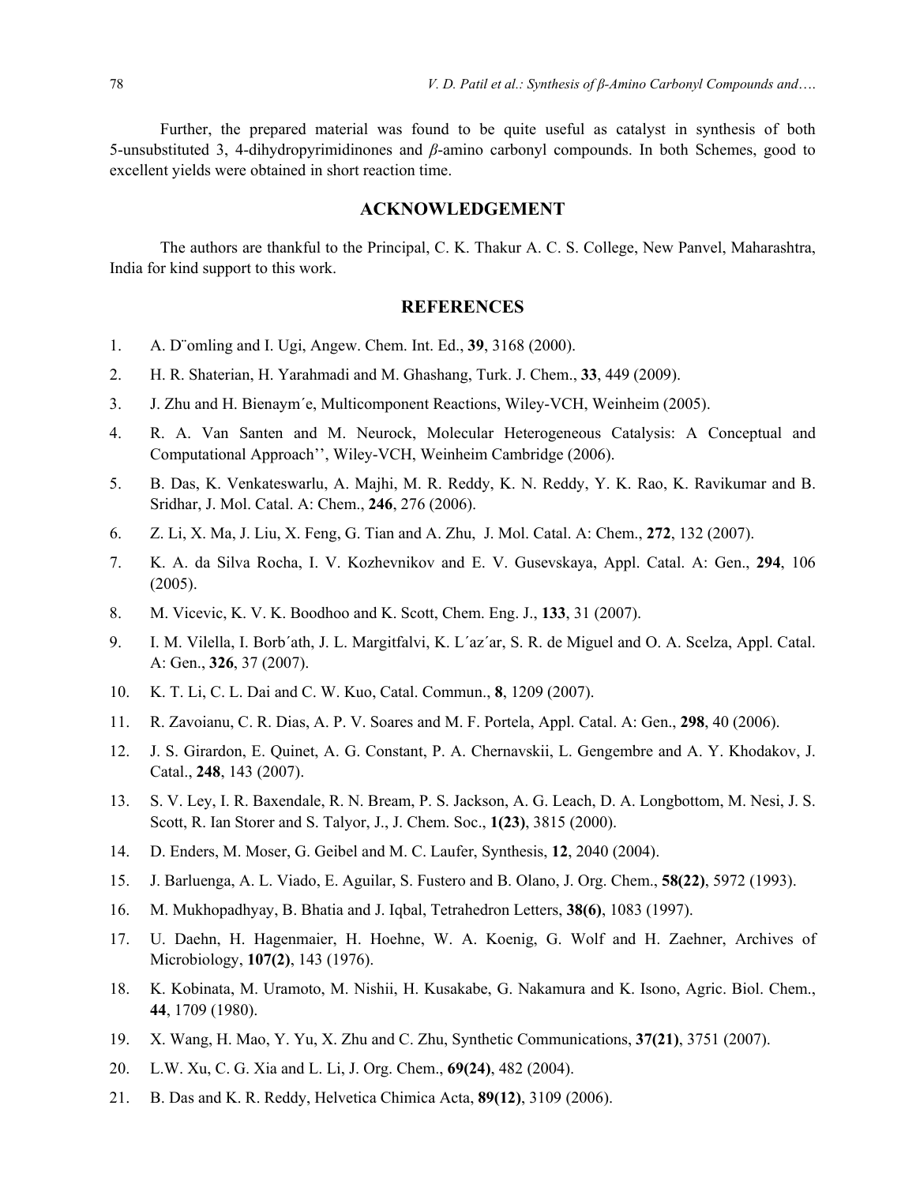Further, the prepared material was found to be quite useful as catalyst in synthesis of both 5-unsubstituted 3, 4-dihydropyrimidinones and *β*-amino carbonyl compounds. In both Schemes, good to excellent yields were obtained in short reaction time.

## ACKNOWLEDGEMENT

The authors are thankful to the Principal, C. K. Thakur A. C. S. College, New Panvel, Maharashtra, India for kind support to this work.

## REFERENCES

1. A. D¨omling and I. Ugi, Angew. Chem. Int. Ed., **39**, 3168 (2000).
2. H. R. Shaterian, H. Yarahmadi and M. Ghashang, Turk. J. Chem., **33**, 449 (2009).
3. J. Zhu and H. Bienaym´e, Multicomponent Reactions, Wiley-VCH, Weinheim (2005).
4. R. A. Van Santen and M. Neurock, Molecular Heterogeneous Catalysis: A Conceptual and Computational Approach'', Wiley-VCH, Weinheim Cambridge (2006).
5. B. Das, K. Venkateswarlu, A. Majhi, M. R. Reddy, K. N. Reddy, Y. K. Rao, K. Ravikumar and B. Sridhar, J. Mol. Catal. A: Chem., **246**, 276 (2006).
6. Z. Li, X. Ma, J. Liu, X. Feng, G. Tian and A. Zhu, J. Mol. Catal. A: Chem., **272**, 132 (2007).
7. K. A. da Silva Rocha, I. V. Kozhevnikov and E. V. Gusevskaya, Appl. Catal. A: Gen., **294**, 106 (2005).
8. M. Vicevic, K. V. K. Boodhoo and K. Scott, Chem. Eng. J., **133**, 31 (2007).
9. I. M. Vilella, I. Borb´ath, J. L. Margitfalvi, K. L´az´ar, S. R. de Miguel and O. A. Scelza, Appl. Catal. A: Gen., **326**, 37 (2007).
10. K. T. Li, C. L. Dai and C. W. Kuo, Catal. Commun., **8**, 1209 (2007).
11. R. Zavoianu, C. R. Dias, A. P. V. Soares and M. F. Portela, Appl. Catal. A: Gen., **298**, 40 (2006).
12. J. S. Girardon, E. Quinet, A. G. Constant, P. A. Chernavskii, L. Gengembre and A. Y. Khodakov, J. Catal., **248**, 143 (2007).
13. S. V. Ley, I. R. Baxendale, R. N. Bream, P. S. Jackson, A. G. Leach, D. A. Longbottom, M. Nesi, J. S. Scott, R. Ian Storer and S. Talyor, J., J. Chem. Soc., **1(23)**, 3815 (2000).
14. D. Enders, M. Moser, G. Geibel and M. C. Laufer, Synthesis, **12**, 2040 (2004).
15. J. Barluenga, A. L. Viado, E. Aguilar, S. Fustero and B. Olano, J. Org. Chem., **58(22)**, 5972 (1993).
16. M. Mukhopadhyay, B. Bhatia and J. Iqbal, Tetrahedron Letters, **38(6)**, 1083 (1997).
17. U. Daehn, H. Hagenmaier, H. Hoehne, W. A. Koenig, G. Wolf and H. Zaehner, Archives of Microbiology, **107(2)**, 143 (1976).
18. K. Kobinata, M. Uramoto, M. Nishii, H. Kusakabe, G. Nakamura and K. Isono, Agric. Biol. Chem., **44**, 1709 (1980).
19. X. Wang, H. Mao, Y. Yu, X. Zhu and C. Zhu, Synthetic Communications, **37(21)**, 3751 (2007).
20. L.W. Xu, C. G. Xia and L. Li, J. Org. Chem., **69(24)**, 482 (2004).
21. B. Das and K. R. Reddy, Helvetica Chimica Acta, **89(12)**, 3109 (2006).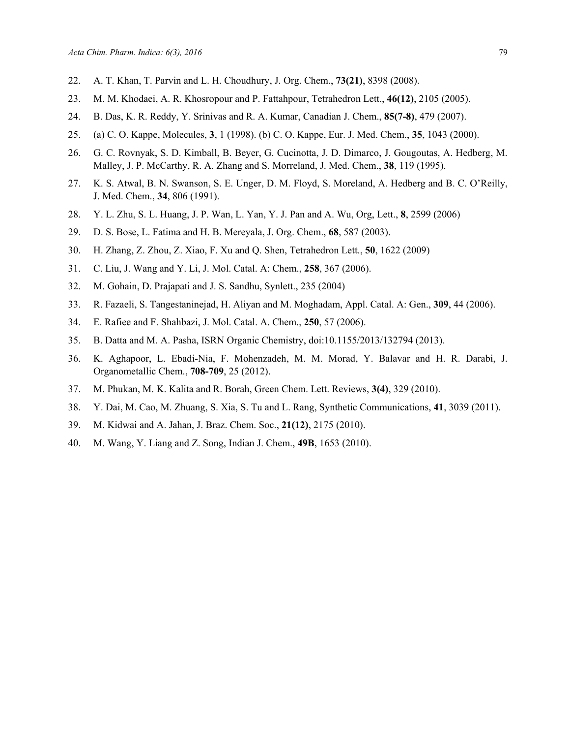22. A. T. Khan, T. Parvin and L. H. Choudhury, J. Org. Chem., **73(21)**, 8398 (2008).
23. M. M. Khodaei, A. R. Khosropour and P. Fattahpour, Tetrahedron Lett., **46(12)**, 2105 (2005).
24. B. Das, K. R. Reddy, Y. Srinivas and R. A. Kumar, Canadian J. Chem., **85(7-8)**, 479 (2007).
25. (a) C. O. Kappe, Molecules, **3**, 1 (1998). (b) C. O. Kappe, Eur. J. Med. Chem., **35**, 1043 (2000).
26. G. C. Rovnyak, S. D. Kimball, B. Beyer, G. Cucinotta, J. D. Dimarco, J. Gougoutas, A. Hedberg, M. Malley, J. P. McCarthy, R. A. Zhang and S. Morreland, J. Med. Chem., **38**, 119 (1995).
27. K. S. Atwal, B. N. Swanson, S. E. Unger, D. M. Floyd, S. Moreland, A. Hedberg and B. C. O'Reilly, J. Med. Chem., **34**, 806 (1991).
28. Y. L. Zhu, S. L. Huang, J. P. Wan, L. Yan, Y. J. Pan and A. Wu, Org, Lett., **8**, 2599 (2006)
29. D. S. Bose, L. Fatima and H. B. Mereyala, J. Org. Chem., **68**, 587 (2003).
30. H. Zhang, Z. Zhou, Z. Xiao, F. Xu and Q. Shen, Tetrahedron Lett., **50**, 1622 (2009)
31. C. Liu, J. Wang and Y. Li, J. Mol. Catal. A: Chem., **258**, 367 (2006).
32. M. Gohain, D. Prajapati and J. S. Sandhu, Synlett., 235 (2004)
33. R. Fazaeli, S. Tangestaninejad, H. Aliyan and M. Moghadam, Appl. Catal. A: Gen., **309**, 44 (2006).
34. E. Rafiee and F. Shahbazi, J. Mol. Catal. A. Chem., **250**, 57 (2006).
35. B. Datta and M. A. Pasha, ISRN Organic Chemistry, doi:10.1155/2013/132794 (2013).
36. K. Aghapoor, L. Ebadi-Nia, F. Mohenzadeh, M. M. Morad, Y. Balavar and H. R. Darabi, J. Organometallic Chem., **708-709**, 25 (2012).
37. M. Phukan, M. K. Kalita and R. Borah, Green Chem. Lett. Reviews, **3(4)**, 329 (2010).
38. Y. Dai, M. Cao, M. Zhuang, S. Xia, S. Tu and L. Rang, Synthetic Communications, **41**, 3039 (2011).
39. M. Kidwai and A. Jahan, J. Braz. Chem. Soc., **21(12)**, 2175 (2010).
40. M. Wang, Y. Liang and Z. Song, Indian J. Chem., **49B**, 1653 (2010).